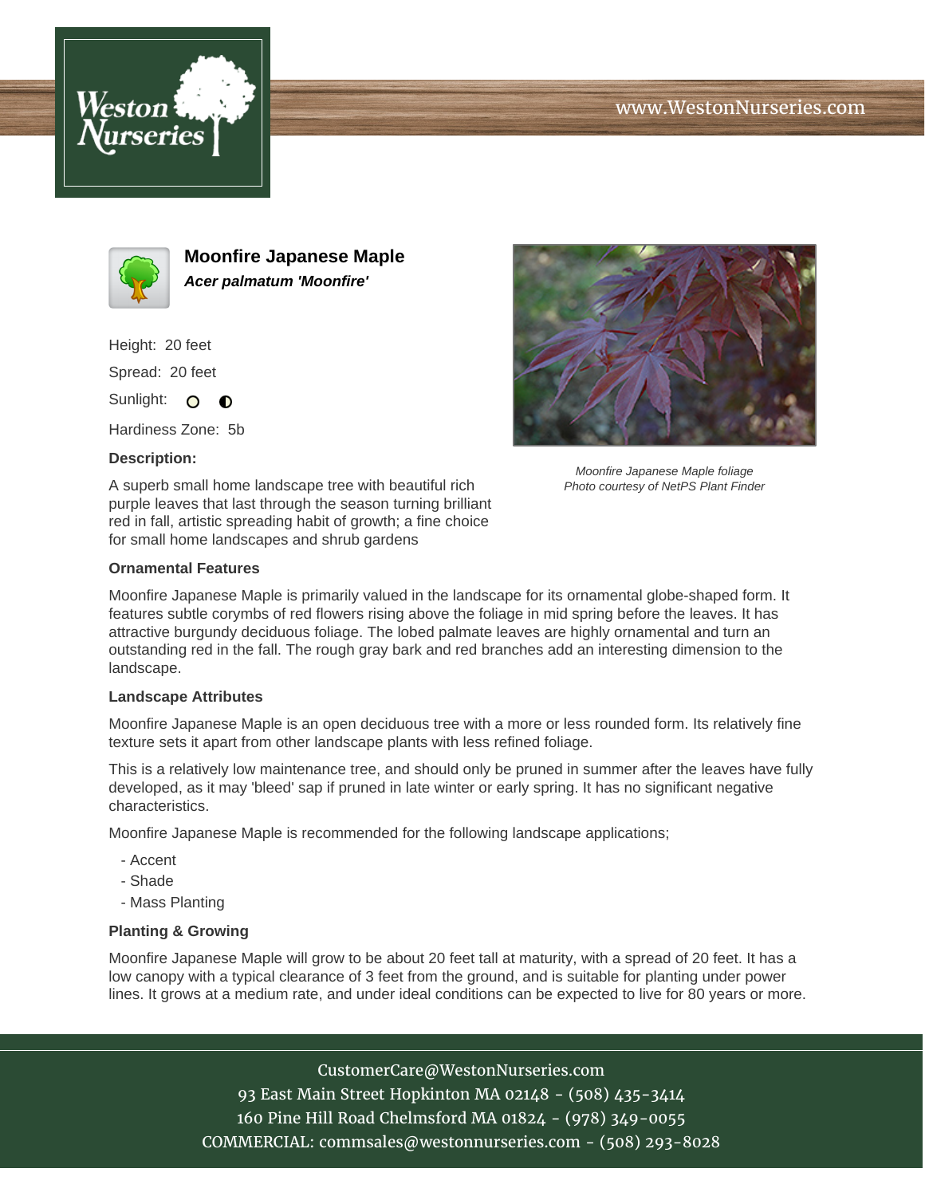# Moonfire Japanese Maple

***Acer palmatum 'Moonfire'***

Height: 20 feet

Spread: 20 feet

Sunlight: ○ ◐

Hardiness Zone: 5b

**Description:**

A superb small home landscape tree with beautiful rich purple leaves that last through the season turning brilliant red in fall, artistic spreading habit of growth; a fine choice for small home landscapes and shrub gardens

*Moonfire Japanese Maple foliage*
*Photo courtesy of NetPS Plant Finder*

### Ornamental Features

Moonfire Japanese Maple is primarily valued in the landscape for its ornamental globe-shaped form. It features subtle corymbs of red flowers rising above the foliage in mid spring before the leaves. It has attractive burgundy deciduous foliage. The lobed palmate leaves are highly ornamental and turn an outstanding red in the fall. The rough gray bark and red branches add an interesting dimension to the landscape.

### Landscape Attributes

Moonfire Japanese Maple is an open deciduous tree with a more or less rounded form. Its relatively fine texture sets it apart from other landscape plants with less refined foliage.

This is a relatively low maintenance tree, and should only be pruned in summer after the leaves have fully developed, as it may 'bleed' sap if pruned in late winter or early spring. It has no significant negative characteristics.

Moonfire Japanese Maple is recommended for the following landscape applications;

- Accent
- Shade
- Mass Planting

### Planting & Growing

Moonfire Japanese Maple will grow to be about 20 feet tall at maturity, with a spread of 20 feet. It has a low canopy with a typical clearance of 3 feet from the ground, and is suitable for planting under power lines. It grows at a medium rate, and under ideal conditions can be expected to live for 80 years or more.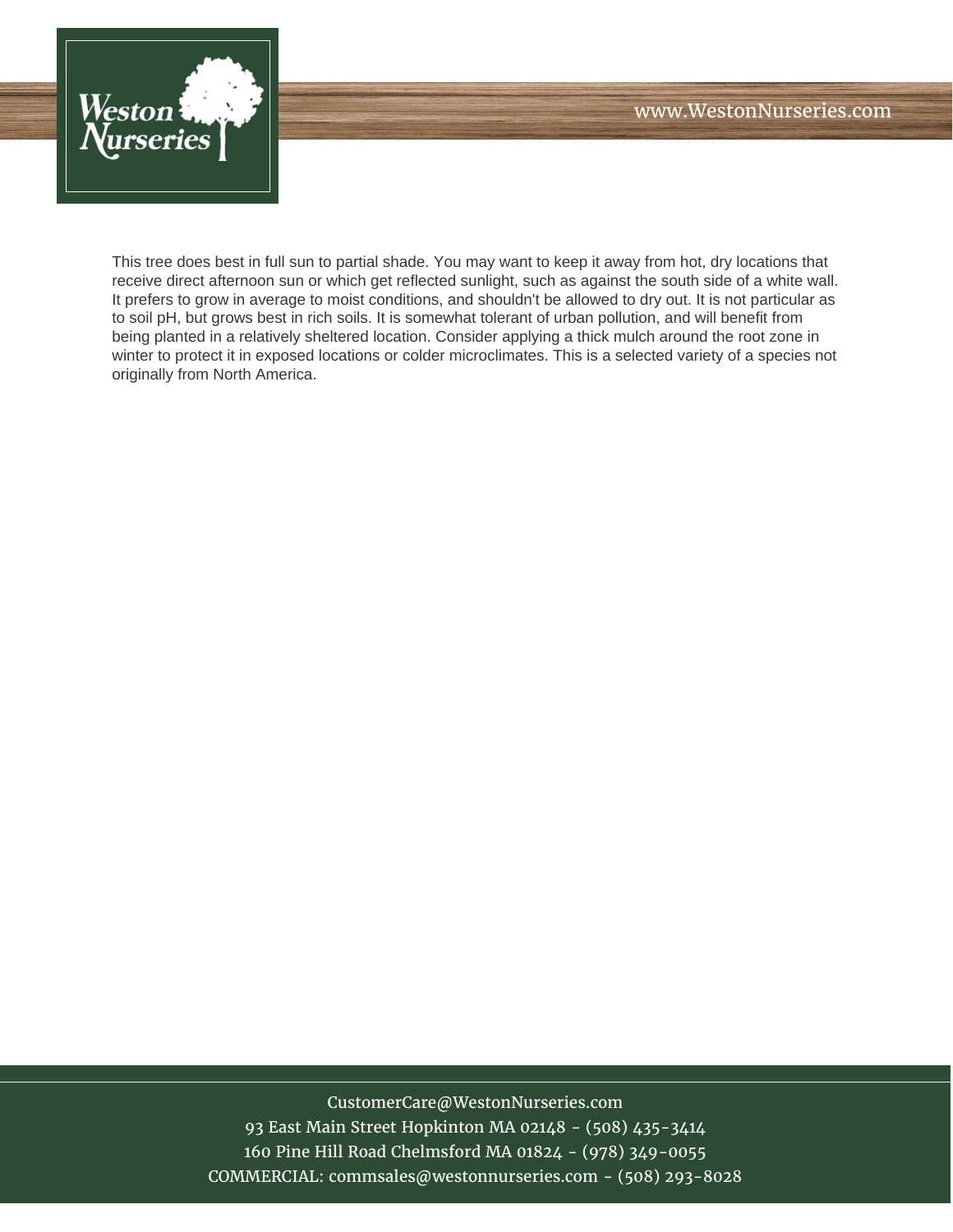This tree does best in full sun to partial shade. You may want to keep it away from hot, dry locations that receive direct afternoon sun or which get reflected sunlight, such as against the south side of a white wall. It prefers to grow in average to moist conditions, and shouldn't be allowed to dry out. It is not particular as to soil pH, but grows best in rich soils. It is somewhat tolerant of urban pollution, and will benefit from being planted in a relatively sheltered location. Consider applying a thick mulch around the root zone in winter to protect it in exposed locations or colder microclimates. This is a selected variety of a species not originally from North America.